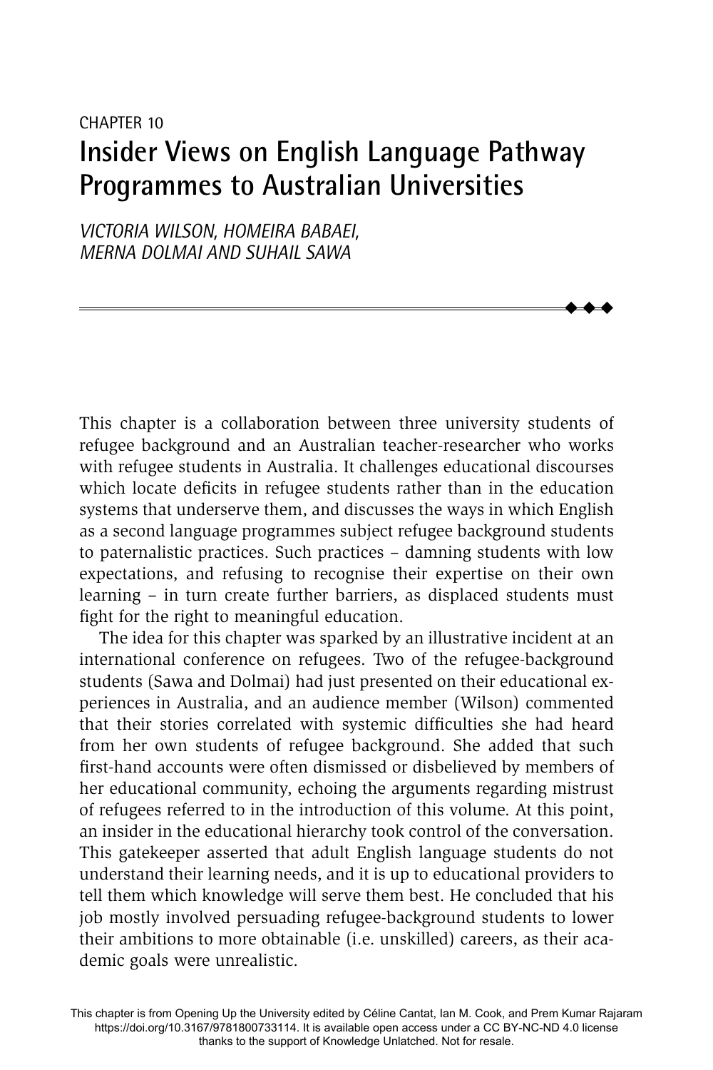CHAPTER 10

# Insider Views on English Language Pathway Programmes to Australian Universities

*VICTORIA WILSON, HOMEIRA BABAEI, MERNA DOLMAI AND SUHAIL SAWA*

This chapter is a collaboration between three university students of refugee background and an Australian teacher-researcher who works with refugee students in Australia. It challenges educational discourses which locate deficits in refugee students rather than in the education systems that underserve them, and discusses the ways in which English as a second language programmes subject refugee background students to paternalistic practices. Such practices – damning students with low expectations, and refusing to recognise their expertise on their own learning – in turn create further barriers, as displaced students must fight for the right to meaningful education.

The idea for this chapter was sparked by an illustrative incident at an international conference on refugees. Two of the refugee-background students (Sawa and Dolmai) had just presented on their educational experiences in Australia, and an audience member (Wilson) commented that their stories correlated with systemic difficulties she had heard from her own students of refugee background. She added that such first-hand accounts were often dismissed or disbelieved by members of her educational community, echoing the arguments regarding mistrust of refugees referred to in the introduction of this volume. At this point, an insider in the educational hierarchy took control of the conversation. This gatekeeper asserted that adult English language students do not understand their learning needs, and it is up to educational providers to tell them which knowledge will serve them best. He concluded that his job mostly involved persuading refugee-background students to lower their ambitions to more obtainable (i.e. unskilled) careers, as their academic goals were unrealistic.

This chapter is from Opening Up the University edited by Céline Cantat, Ian M. Cook, and Prem Kumar Rajaram https://doi.org/10.3167/9781800733114. It is available open access under a CC BY-NC-ND 4.0 license thanks to the support of Knowledge Unlatched. Not for resale.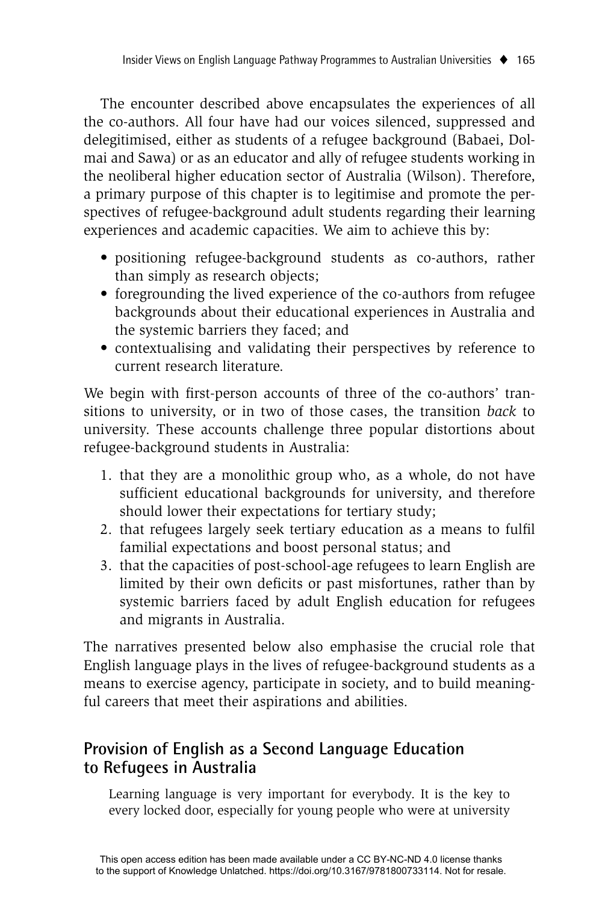The encounter described above encapsulates the experiences of all the co-authors. All four have had our voices silenced, suppressed and delegitimised, either as students of a refugee background (Babaei, Dolmai and Sawa) or as an educator and ally of refugee students working in the neoliberal higher education sector of Australia (Wilson). Therefore, a primary purpose of this chapter is to legitimise and promote the perspectives of refugee-background adult students regarding their learning experiences and academic capacities. We aim to achieve this by:

- positioning refugee-background students as co-authors, rather than simply as research objects;
- foregrounding the lived experience of the co-authors from refugee backgrounds about their educational experiences in Australia and the systemic barriers they faced; and
- contextualising and validating their perspectives by reference to current research literature.

We begin with first-person accounts of three of the co-authors' transitions to university, or in two of those cases, the transition *back* to university. These accounts challenge three popular distortions about refugee-background students in Australia:

1. that they are a monolithic group who, as a whole, do not have sufficient educational backgrounds for university, and therefore should lower their expectations for tertiary study;
2. that refugees largely seek tertiary education as a means to fulfil familial expectations and boost personal status; and
3. that the capacities of post-school-age refugees to learn English are limited by their own deficits or past misfortunes, rather than by systemic barriers faced by adult English education for refugees and migrants in Australia.

The narratives presented below also emphasise the crucial role that English language plays in the lives of refugee-background students as a means to exercise agency, participate in society, and to build meaningful careers that meet their aspirations and abilities.

## Provision of English as a Second Language Education to Refugees in Australia

> Learning language is very important for everybody. It is the key to every locked door, especially for young people who were at university

This open access edition has been made available under a CC BY-NC-ND 4.0 license thanks to the support of Knowledge Unlatched. https://doi.org/10.3167/9781800733114. Not for resale.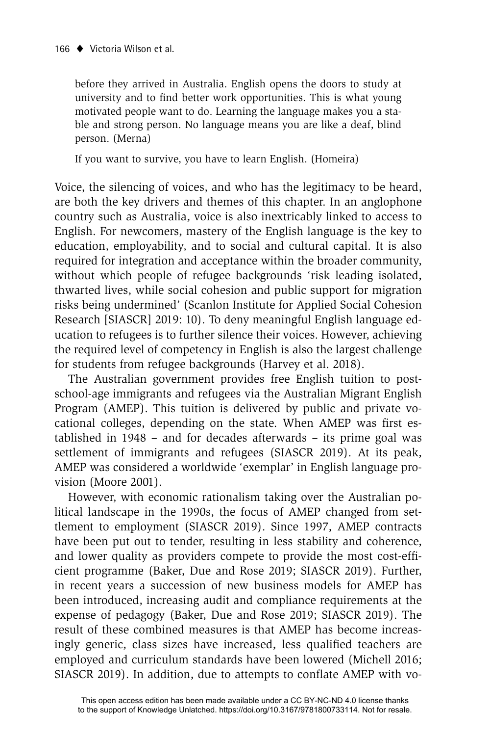> before they arrived in Australia. English opens the doors to study at university and to find better work opportunities. This is what young motivated people want to do. Learning the language makes you a stable and strong person. No language means you are like a deaf, blind person. (Merna)

> If you want to survive, you have to learn English. (Homeira)

Voice, the silencing of voices, and who has the legitimacy to be heard, are both the key drivers and themes of this chapter. In an anglophone country such as Australia, voice is also inextricably linked to access to English. For newcomers, mastery of the English language is the key to education, employability, and to social and cultural capital. It is also required for integration and acceptance within the broader community, without which people of refugee backgrounds 'risk leading isolated, thwarted lives, while social cohesion and public support for migration risks being undermined' (Scanlon Institute for Applied Social Cohesion Research [SIASCR] 2019: 10). To deny meaningful English language education to refugees is to further silence their voices. However, achieving the required level of competency in English is also the largest challenge for students from refugee backgrounds (Harvey et al. 2018).

The Australian government provides free English tuition to post-school-age immigrants and refugees via the Australian Migrant English Program (AMEP). This tuition is delivered by public and private vocational colleges, depending on the state. When AMEP was first established in 1948 – and for decades afterwards – its prime goal was settlement of immigrants and refugees (SIASCR 2019). At its peak, AMEP was considered a worldwide 'exemplar' in English language provision (Moore 2001).

However, with economic rationalism taking over the Australian political landscape in the 1990s, the focus of AMEP changed from settlement to employment (SIASCR 2019). Since 1997, AMEP contracts have been put out to tender, resulting in less stability and coherence, and lower quality as providers compete to provide the most cost-efficient programme (Baker, Due and Rose 2019; SIASCR 2019). Further, in recent years a succession of new business models for AMEP has been introduced, increasing audit and compliance requirements at the expense of pedagogy (Baker, Due and Rose 2019; SIASCR 2019). The result of these combined measures is that AMEP has become increasingly generic, class sizes have increased, less qualified teachers are employed and curriculum standards have been lowered (Michell 2016; SIASCR 2019). In addition, due to attempts to conflate AMEP with vo-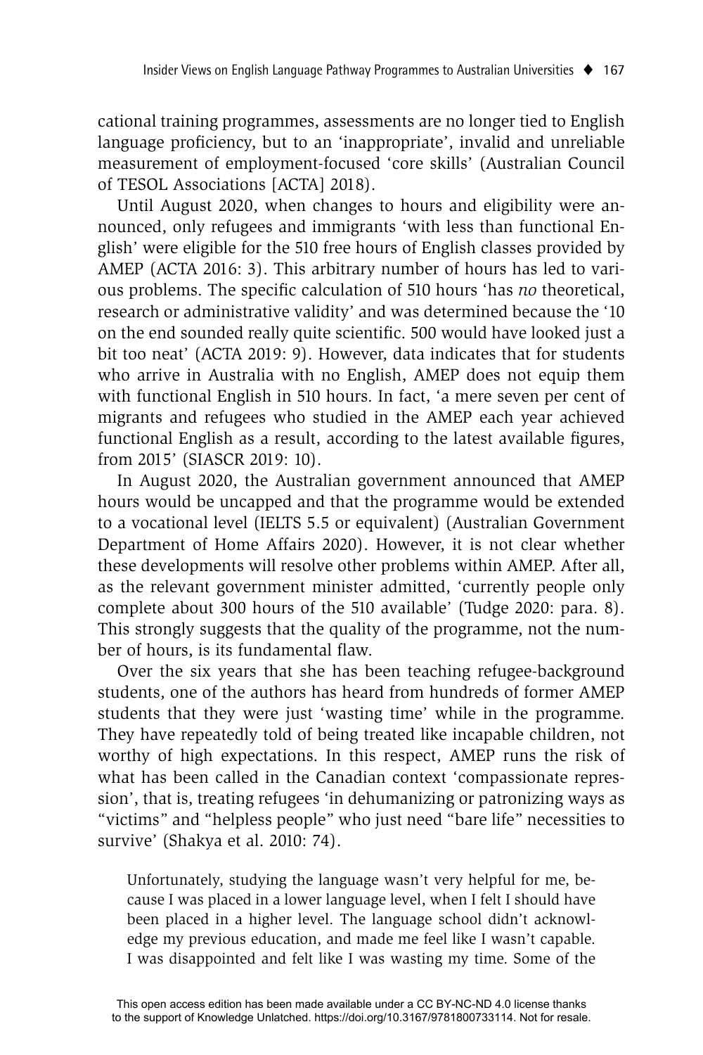cational training programmes, assessments are no longer tied to English language proficiency, but to an 'inappropriate', invalid and unreliable measurement of employment-focused 'core skills' (Australian Council of TESOL Associations [ACTA] 2018).

Until August 2020, when changes to hours and eligibility were announced, only refugees and immigrants 'with less than functional English' were eligible for the 510 free hours of English classes provided by AMEP (ACTA 2016: 3). This arbitrary number of hours has led to various problems. The specific calculation of 510 hours 'has *no* theoretical, research or administrative validity' and was determined because the '10 on the end sounded really quite scientific. 500 would have looked just a bit too neat' (ACTA 2019: 9). However, data indicates that for students who arrive in Australia with no English, AMEP does not equip them with functional English in 510 hours. In fact, 'a mere seven per cent of migrants and refugees who studied in the AMEP each year achieved functional English as a result, according to the latest available figures, from 2015' (SIASCR 2019: 10).

In August 2020, the Australian government announced that AMEP hours would be uncapped and that the programme would be extended to a vocational level (IELTS 5.5 or equivalent) (Australian Government Department of Home Affairs 2020). However, it is not clear whether these developments will resolve other problems within AMEP. After all, as the relevant government minister admitted, 'currently people only complete about 300 hours of the 510 available' (Tudge 2020: para. 8). This strongly suggests that the quality of the programme, not the number of hours, is its fundamental flaw.

Over the six years that she has been teaching refugee-background students, one of the authors has heard from hundreds of former AMEP students that they were just 'wasting time' while in the programme. They have repeatedly told of being treated like incapable children, not worthy of high expectations. In this respect, AMEP runs the risk of what has been called in the Canadian context 'compassionate repression', that is, treating refugees 'in dehumanizing or patronizing ways as "victims" and "helpless people" who just need "bare life" necessities to survive' (Shakya et al. 2010: 74).

> Unfortunately, studying the language wasn't very helpful for me, because I was placed in a lower language level, when I felt I should have been placed in a higher level. The language school didn't acknowledge my previous education, and made me feel like I wasn't capable. I was disappointed and felt like I was wasting my time. Some of the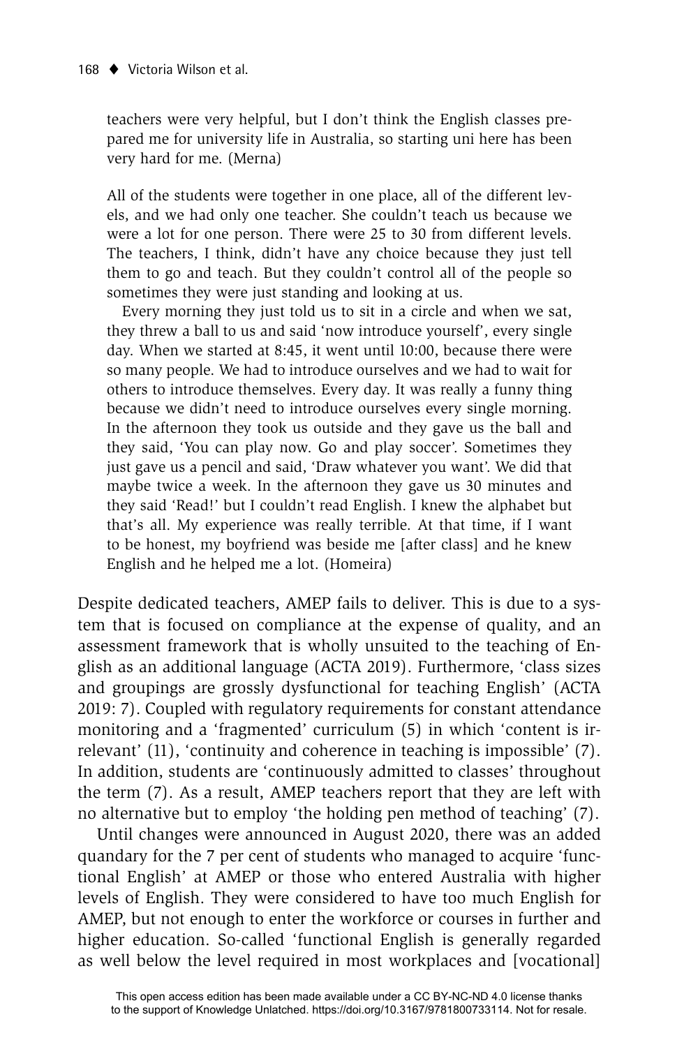teachers were very helpful, but I don't think the English classes prepared me for university life in Australia, so starting uni here has been very hard for me. (Merna)

All of the students were together in one place, all of the different levels, and we had only one teacher. She couldn't teach us because we were a lot for one person. There were 25 to 30 from different levels. The teachers, I think, didn't have any choice because they just tell them to go and teach. But they couldn't control all of the people so sometimes they were just standing and looking at us.

Every morning they just told us to sit in a circle and when we sat, they threw a ball to us and said 'now introduce yourself', every single day. When we started at 8:45, it went until 10:00, because there were so many people. We had to introduce ourselves and we had to wait for others to introduce themselves. Every day. It was really a funny thing because we didn't need to introduce ourselves every single morning. In the afternoon they took us outside and they gave us the ball and they said, 'You can play now. Go and play soccer'. Sometimes they just gave us a pencil and said, 'Draw whatever you want'. We did that maybe twice a week. In the afternoon they gave us 30 minutes and they said 'Read!' but I couldn't read English. I knew the alphabet but that's all. My experience was really terrible. At that time, if I want to be honest, my boyfriend was beside me [after class] and he knew English and he helped me a lot. (Homeira)

Despite dedicated teachers, AMEP fails to deliver. This is due to a system that is focused on compliance at the expense of quality, and an assessment framework that is wholly unsuited to the teaching of English as an additional language (ACTA 2019). Furthermore, 'class sizes and groupings are grossly dysfunctional for teaching English' (ACTA 2019: 7). Coupled with regulatory requirements for constant attendance monitoring and a 'fragmented' curriculum (5) in which 'content is irrelevant' (11), 'continuity and coherence in teaching is impossible' (7). In addition, students are 'continuously admitted to classes' throughout the term (7). As a result, AMEP teachers report that they are left with no alternative but to employ 'the holding pen method of teaching' (7).

Until changes were announced in August 2020, there was an added quandary for the 7 per cent of students who managed to acquire 'functional English' at AMEP or those who entered Australia with higher levels of English. They were considered to have too much English for AMEP, but not enough to enter the workforce or courses in further and higher education. So-called 'functional English is generally regarded as well below the level required in most workplaces and [vocational]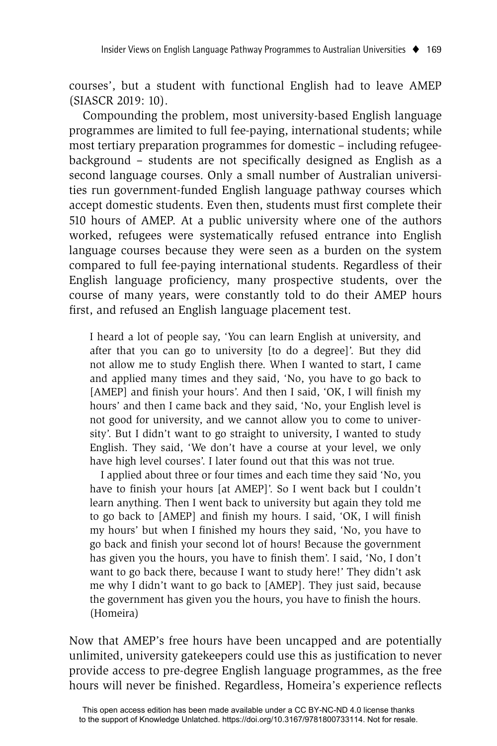courses', but a student with functional English had to leave AMEP (SIASCR 2019: 10).

Compounding the problem, most university-based English language programmes are limited to full fee-paying, international students; while most tertiary preparation programmes for domestic – including refugee-background – students are not specifically designed as English as a second language courses. Only a small number of Australian universities run government-funded English language pathway courses which accept domestic students. Even then, students must first complete their 510 hours of AMEP. At a public university where one of the authors worked, refugees were systematically refused entrance into English language courses because they were seen as a burden on the system compared to full fee-paying international students. Regardless of their English language proficiency, many prospective students, over the course of many years, were constantly told to do their AMEP hours first, and refused an English language placement test.

> I heard a lot of people say, 'You can learn English at university, and after that you can go to university [to do a degree]'. But they did not allow me to study English there. When I wanted to start, I came and applied many times and they said, 'No, you have to go back to [AMEP] and finish your hours'. And then I said, 'OK, I will finish my hours' and then I came back and they said, 'No, your English level is not good for university, and we cannot allow you to come to university'. But I didn't want to go straight to university, I wanted to study English. They said, 'We don't have a course at your level, we only have high level courses'. I later found out that this was not true.
>
> I applied about three or four times and each time they said 'No, you have to finish your hours [at AMEP]'. So I went back but I couldn't learn anything. Then I went back to university but again they told me to go back to [AMEP] and finish my hours. I said, 'OK, I will finish my hours' but when I finished my hours they said, 'No, you have to go back and finish your second lot of hours! Because the government has given you the hours, you have to finish them'. I said, 'No, I don't want to go back there, because I want to study here!' They didn't ask me why I didn't want to go back to [AMEP]. They just said, because the government has given you the hours, you have to finish the hours. (Homeira)

Now that AMEP's free hours have been uncapped and are potentially unlimited, university gatekeepers could use this as justification to never provide access to pre-degree English language programmes, as the free hours will never be finished. Regardless, Homeira's experience reflects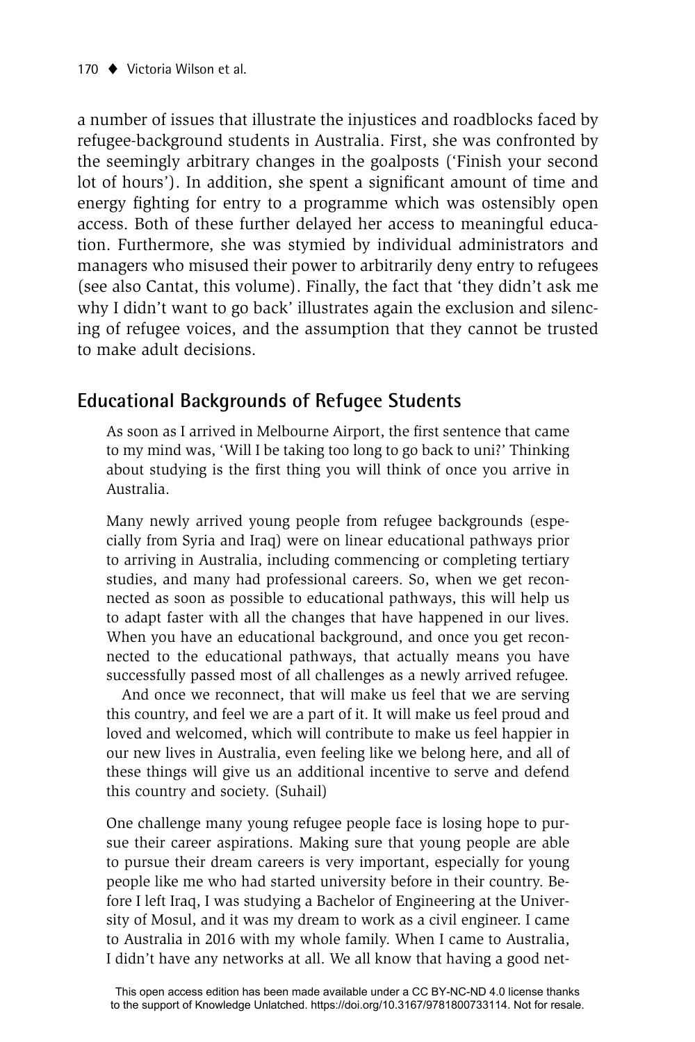a number of issues that illustrate the injustices and roadblocks faced by refugee-background students in Australia. First, she was confronted by the seemingly arbitrary changes in the goalposts ('Finish your second lot of hours'). In addition, she spent a significant amount of time and energy fighting for entry to a programme which was ostensibly open access. Both of these further delayed her access to meaningful education. Furthermore, she was stymied by individual administrators and managers who misused their power to arbitrarily deny entry to refugees (see also Cantat, this volume). Finally, the fact that 'they didn't ask me why I didn't want to go back' illustrates again the exclusion and silencing of refugee voices, and the assumption that they cannot be trusted to make adult decisions.

## Educational Backgrounds of Refugee Students

> As soon as I arrived in Melbourne Airport, the first sentence that came to my mind was, 'Will I be taking too long to go back to uni?' Thinking about studying is the first thing you will think of once you arrive in Australia.
>
> Many newly arrived young people from refugee backgrounds (especially from Syria and Iraq) were on linear educational pathways prior to arriving in Australia, including commencing or completing tertiary studies, and many had professional careers. So, when we get reconnected as soon as possible to educational pathways, this will help us to adapt faster with all the changes that have happened in our lives. When you have an educational background, and once you get reconnected to the educational pathways, that actually means you have successfully passed most of all challenges as a newly arrived refugee.
>
> And once we reconnect, that will make us feel that we are serving this country, and feel we are a part of it. It will make us feel proud and loved and welcomed, which will contribute to make us feel happier in our new lives in Australia, even feeling like we belong here, and all of these things will give us an additional incentive to serve and defend this country and society. (Suhail)

> One challenge many young refugee people face is losing hope to pursue their career aspirations. Making sure that young people are able to pursue their dream careers is very important, especially for young people like me who had started university before in their country. Before I left Iraq, I was studying a Bachelor of Engineering at the University of Mosul, and it was my dream to work as a civil engineer. I came to Australia in 2016 with my whole family. When I came to Australia, I didn't have any networks at all. We all know that having a good net-

This open access edition has been made available under a CC BY-NC-ND 4.0 license thanks to the support of Knowledge Unlatched. https://doi.org/10.3167/9781800733114. Not for resale.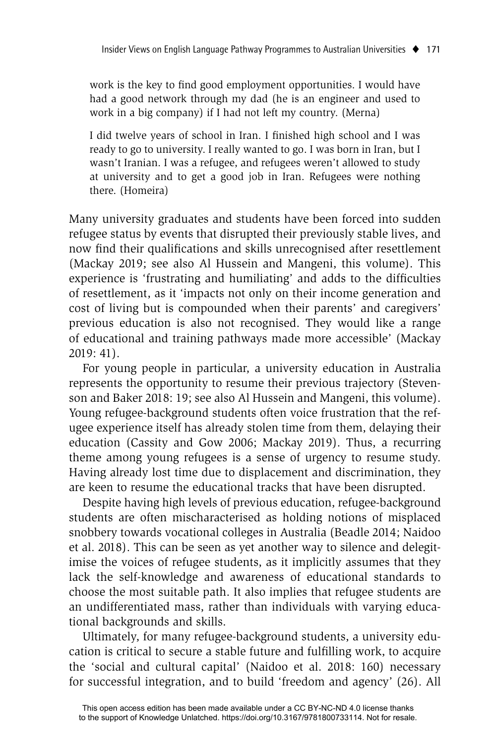> work is the key to find good employment opportunities. I would have had a good network through my dad (he is an engineer and used to work in a big company) if I had not left my country. (Merna)

> I did twelve years of school in Iran. I finished high school and I was ready to go to university. I really wanted to go. I was born in Iran, but I wasn't Iranian. I was a refugee, and refugees weren't allowed to study at university and to get a good job in Iran. Refugees were nothing there. (Homeira)

Many university graduates and students have been forced into sudden refugee status by events that disrupted their previously stable lives, and now find their qualifications and skills unrecognised after resettlement (Mackay 2019; see also Al Hussein and Mangeni, this volume). This experience is 'frustrating and humiliating' and adds to the difficulties of resettlement, as it 'impacts not only on their income generation and cost of living but is compounded when their parents' and caregivers' previous education is also not recognised. They would like a range of educational and training pathways made more accessible' (Mackay 2019: 41).

For young people in particular, a university education in Australia represents the opportunity to resume their previous trajectory (Stevenson and Baker 2018: 19; see also Al Hussein and Mangeni, this volume). Young refugee-background students often voice frustration that the refugee experience itself has already stolen time from them, delaying their education (Cassity and Gow 2006; Mackay 2019). Thus, a recurring theme among young refugees is a sense of urgency to resume study. Having already lost time due to displacement and discrimination, they are keen to resume the educational tracks that have been disrupted.

Despite having high levels of previous education, refugee-background students are often mischaracterised as holding notions of misplaced snobbery towards vocational colleges in Australia (Beadle 2014; Naidoo et al. 2018). This can be seen as yet another way to silence and delegitimise the voices of refugee students, as it implicitly assumes that they lack the self-knowledge and awareness of educational standards to choose the most suitable path. It also implies that refugee students are an undifferentiated mass, rather than individuals with varying educational backgrounds and skills.

Ultimately, for many refugee-background students, a university education is critical to secure a stable future and fulfilling work, to acquire the 'social and cultural capital' (Naidoo et al. 2018: 160) necessary for successful integration, and to build 'freedom and agency' (26). All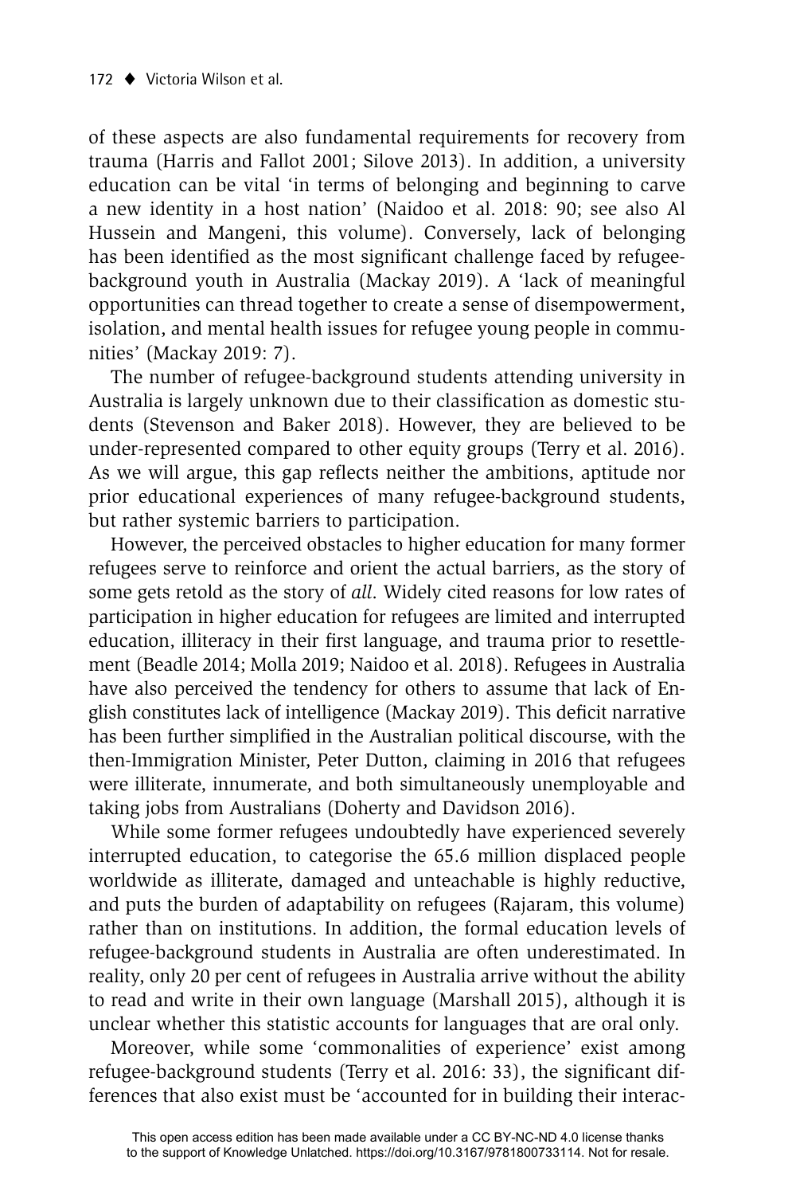of these aspects are also fundamental requirements for recovery from trauma (Harris and Fallot 2001; Silove 2013). In addition, a university education can be vital 'in terms of belonging and beginning to carve a new identity in a host nation' (Naidoo et al. 2018: 90; see also Al Hussein and Mangeni, this volume). Conversely, lack of belonging has been identified as the most significant challenge faced by refugee-background youth in Australia (Mackay 2019). A 'lack of meaningful opportunities can thread together to create a sense of disempowerment, isolation, and mental health issues for refugee young people in communities' (Mackay 2019: 7).

The number of refugee-background students attending university in Australia is largely unknown due to their classification as domestic students (Stevenson and Baker 2018). However, they are believed to be under-represented compared to other equity groups (Terry et al. 2016). As we will argue, this gap reflects neither the ambitions, aptitude nor prior educational experiences of many refugee-background students, but rather systemic barriers to participation.

However, the perceived obstacles to higher education for many former refugees serve to reinforce and orient the actual barriers, as the story of some gets retold as the story of *all*. Widely cited reasons for low rates of participation in higher education for refugees are limited and interrupted education, illiteracy in their first language, and trauma prior to resettlement (Beadle 2014; Molla 2019; Naidoo et al. 2018). Refugees in Australia have also perceived the tendency for others to assume that lack of English constitutes lack of intelligence (Mackay 2019). This deficit narrative has been further simplified in the Australian political discourse, with the then-Immigration Minister, Peter Dutton, claiming in 2016 that refugees were illiterate, innumerate, and both simultaneously unemployable and taking jobs from Australians (Doherty and Davidson 2016).

While some former refugees undoubtedly have experienced severely interrupted education, to categorise the 65.6 million displaced people worldwide as illiterate, damaged and unteachable is highly reductive, and puts the burden of adaptability on refugees (Rajaram, this volume) rather than on institutions. In addition, the formal education levels of refugee-background students in Australia are often underestimated. In reality, only 20 per cent of refugees in Australia arrive without the ability to read and write in their own language (Marshall 2015), although it is unclear whether this statistic accounts for languages that are oral only.

Moreover, while some 'commonalities of experience' exist among refugee-background students (Terry et al. 2016: 33), the significant differences that also exist must be 'accounted for in building their interac-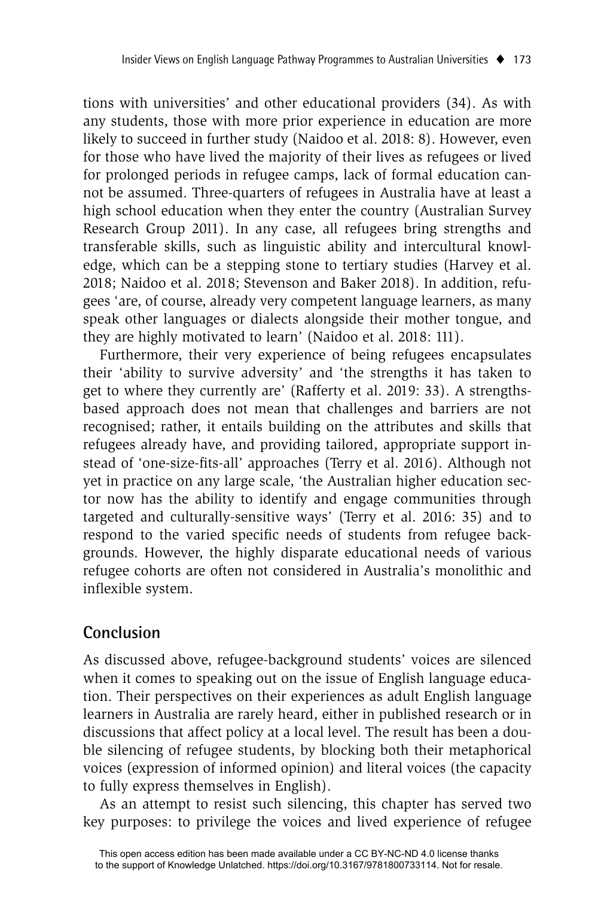tions with universities' and other educational providers (34). As with any students, those with more prior experience in education are more likely to succeed in further study (Naidoo et al. 2018: 8). However, even for those who have lived the majority of their lives as refugees or lived for prolonged periods in refugee camps, lack of formal education cannot be assumed. Three-quarters of refugees in Australia have at least a high school education when they enter the country (Australian Survey Research Group 2011). In any case, all refugees bring strengths and transferable skills, such as linguistic ability and intercultural knowledge, which can be a stepping stone to tertiary studies (Harvey et al. 2018; Naidoo et al. 2018; Stevenson and Baker 2018). In addition, refugees 'are, of course, already very competent language learners, as many speak other languages or dialects alongside their mother tongue, and they are highly motivated to learn' (Naidoo et al. 2018: 111).

Furthermore, their very experience of being refugees encapsulates their 'ability to survive adversity' and 'the strengths it has taken to get to where they currently are' (Rafferty et al. 2019: 33). A strengths-based approach does not mean that challenges and barriers are not recognised; rather, it entails building on the attributes and skills that refugees already have, and providing tailored, appropriate support instead of 'one-size-fits-all' approaches (Terry et al. 2016). Although not yet in practice on any large scale, 'the Australian higher education sector now has the ability to identify and engage communities through targeted and culturally-sensitive ways' (Terry et al. 2016: 35) and to respond to the varied specific needs of students from refugee backgrounds. However, the highly disparate educational needs of various refugee cohorts are often not considered in Australia's monolithic and inflexible system.

## Conclusion

As discussed above, refugee-background students' voices are silenced when it comes to speaking out on the issue of English language education. Their perspectives on their experiences as adult English language learners in Australia are rarely heard, either in published research or in discussions that affect policy at a local level. The result has been a double silencing of refugee students, by blocking both their metaphorical voices (expression of informed opinion) and literal voices (the capacity to fully express themselves in English).

As an attempt to resist such silencing, this chapter has served two key purposes: to privilege the voices and lived experience of refugee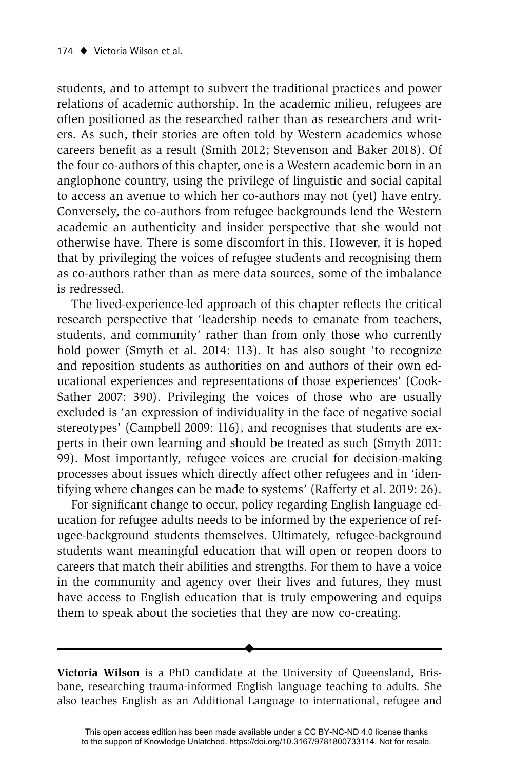students, and to attempt to subvert the traditional practices and power relations of academic authorship. In the academic milieu, refugees are often positioned as the researched rather than as researchers and writers. As such, their stories are often told by Western academics whose careers benefit as a result (Smith 2012; Stevenson and Baker 2018). Of the four co-authors of this chapter, one is a Western academic born in an anglophone country, using the privilege of linguistic and social capital to access an avenue to which her co-authors may not (yet) have entry. Conversely, the co-authors from refugee backgrounds lend the Western academic an authenticity and insider perspective that she would not otherwise have. There is some discomfort in this. However, it is hoped that by privileging the voices of refugee students and recognising them as co-authors rather than as mere data sources, some of the imbalance is redressed.

The lived-experience-led approach of this chapter reflects the critical research perspective that 'leadership needs to emanate from teachers, students, and community' rather than from only those who currently hold power (Smyth et al. 2014: 113). It has also sought 'to recognize and reposition students as authorities on and authors of their own educational experiences and representations of those experiences' (Cook-Sather 2007: 390). Privileging the voices of those who are usually excluded is 'an expression of individuality in the face of negative social stereotypes' (Campbell 2009: 116), and recognises that students are experts in their own learning and should be treated as such (Smyth 2011: 99). Most importantly, refugee voices are crucial for decision-making processes about issues which directly affect other refugees and in 'identifying where changes can be made to systems' (Rafferty et al. 2019: 26).

For significant change to occur, policy regarding English language education for refugee adults needs to be informed by the experience of refugee-background students themselves. Ultimately, refugee-background students want meaningful education that will open or reopen doors to careers that match their abilities and strengths. For them to have a voice in the community and agency over their lives and futures, they must have access to English education that is truly empowering and equips them to speak about the societies that they are now co-creating.

---

**Victoria Wilson** is a PhD candidate at the University of Queensland, Brisbane, researching trauma-informed English language teaching to adults. She also teaches English as an Additional Language to international, refugee and

This open access edition has been made available under a CC BY-NC-ND 4.0 license thanks to the support of Knowledge Unlatched. https://doi.org/10.3167/9781800733114. Not for resale.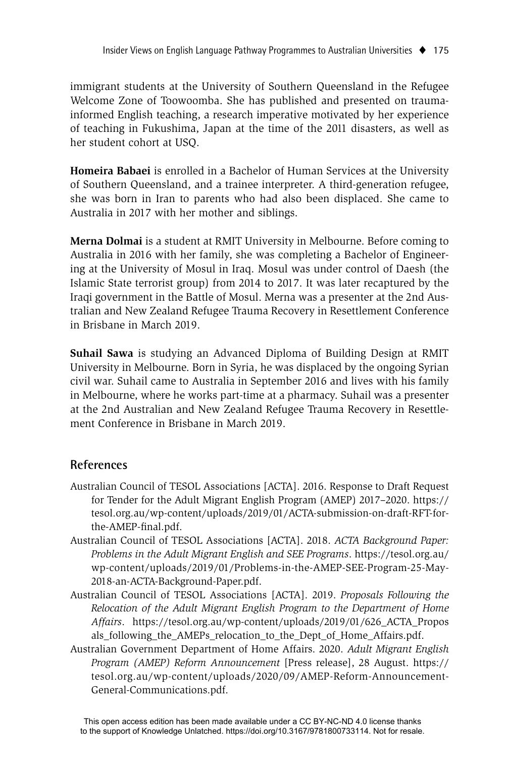immigrant students at the University of Southern Queensland in the Refugee Welcome Zone of Toowoomba. She has published and presented on trauma-informed English teaching, a research imperative motivated by her experience of teaching in Fukushima, Japan at the time of the 2011 disasters, as well as her student cohort at USQ.

**Homeira Babaei** is enrolled in a Bachelor of Human Services at the University of Southern Queensland, and a trainee interpreter. A third-generation refugee, she was born in Iran to parents who had also been displaced. She came to Australia in 2017 with her mother and siblings.

**Merna Dolmai** is a student at RMIT University in Melbourne. Before coming to Australia in 2016 with her family, she was completing a Bachelor of Engineering at the University of Mosul in Iraq. Mosul was under control of Daesh (the Islamic State terrorist group) from 2014 to 2017. It was later recaptured by the Iraqi government in the Battle of Mosul. Merna was a presenter at the 2nd Australian and New Zealand Refugee Trauma Recovery in Resettlement Conference in Brisbane in March 2019.

**Suhail Sawa** is studying an Advanced Diploma of Building Design at RMIT University in Melbourne. Born in Syria, he was displaced by the ongoing Syrian civil war. Suhail came to Australia in September 2016 and lives with his family in Melbourne, where he works part-time at a pharmacy. Suhail was a presenter at the 2nd Australian and New Zealand Refugee Trauma Recovery in Resettlement Conference in Brisbane in March 2019.

## References

Australian Council of TESOL Associations [ACTA]. 2016. Response to Draft Request for Tender for the Adult Migrant English Program (AMEP) 2017–2020. https://tesol.org.au/wp-content/uploads/2019/01/ACTA-submission-on-draft-RFT-for-the-AMEP-final.pdf.

Australian Council of TESOL Associations [ACTA]. 2018. *ACTA Background Paper: Problems in the Adult Migrant English and SEE Programs*. https://tesol.org.au/wp-content/uploads/2019/01/Problems-in-the-AMEP-SEE-Program-25-May-2018-an-ACTA-Background-Paper.pdf.

Australian Council of TESOL Associations [ACTA]. 2019. *Proposals Following the Relocation of the Adult Migrant English Program to the Department of Home Affairs*. https://tesol.org.au/wp-content/uploads/2019/01/626_ACTA_Proposals_following_the_AMEPs_relocation_to_the_Dept_of_Home_Affairs.pdf.

Australian Government Department of Home Affairs. 2020. *Adult Migrant English Program (AMEP) Reform Announcement* [Press release], 28 August. https://tesol.org.au/wp-content/uploads/2020/09/AMEP-Reform-Announcement-General-Communications.pdf.

This open access edition has been made available under a CC BY-NC-ND 4.0 license thanks to the support of Knowledge Unlatched. https://doi.org/10.3167/9781800733114. Not for resale.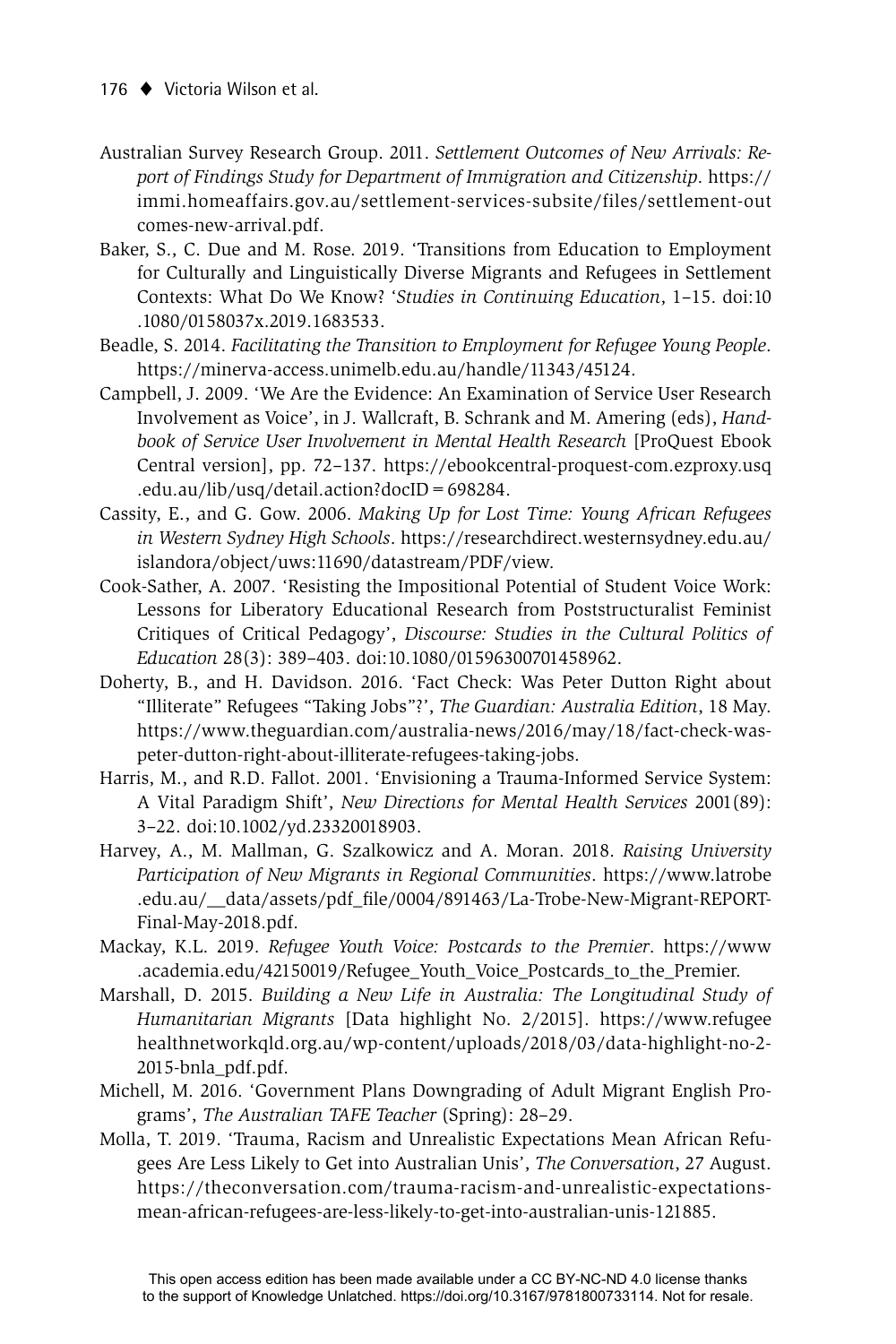Australian Survey Research Group. 2011. *Settlement Outcomes of New Arrivals: Report of Findings Study for Department of Immigration and Citizenship*. https://immi.homeaffairs.gov.au/settlement-services-subsite/files/settlement-outcomes-new-arrival.pdf.

Baker, S., C. Due and M. Rose. 2019. 'Transitions from Education to Employment for Culturally and Linguistically Diverse Migrants and Refugees in Settlement Contexts: What Do We Know? '*Studies in Continuing Education*, 1–15. doi:10.1080/0158037x.2019.1683533.

Beadle, S. 2014. *Facilitating the Transition to Employment for Refugee Young People*. https://minerva-access.unimelb.edu.au/handle/11343/45124.

Campbell, J. 2009. 'We Are the Evidence: An Examination of Service User Research Involvement as Voice', in J. Wallcraft, B. Schrank and M. Amering (eds), *Handbook of Service User Involvement in Mental Health Research* [ProQuest Ebook Central version], pp. 72–137. https://ebookcentral-proquest-com.ezproxy.usq.edu.au/lib/usq/detail.action?docID=698284.

Cassity, E., and G. Gow. 2006. *Making Up for Lost Time: Young African Refugees in Western Sydney High Schools*. https://researchdirect.westernsydney.edu.au/islandora/object/uws:11690/datastream/PDF/view.

Cook-Sather, A. 2007. 'Resisting the Impositional Potential of Student Voice Work: Lessons for Liberatory Educational Research from Poststructuralist Feminist Critiques of Critical Pedagogy', *Discourse: Studies in the Cultural Politics of Education* 28(3): 389–403. doi:10.1080/01596300701458962.

Doherty, B., and H. Davidson. 2016. 'Fact Check: Was Peter Dutton Right about "Illiterate" Refugees "Taking Jobs"?', *The Guardian: Australia Edition*, 18 May. https://www.theguardian.com/australia-news/2016/may/18/fact-check-was-peter-dutton-right-about-illiterate-refugees-taking-jobs.

Harris, M., and R.D. Fallot. 2001. 'Envisioning a Trauma-Informed Service System: A Vital Paradigm Shift', *New Directions for Mental Health Services* 2001(89): 3–22. doi:10.1002/yd.23320018903.

Harvey, A., M. Mallman, G. Szalkowicz and A. Moran. 2018. *Raising University Participation of New Migrants in Regional Communities*. https://www.latrobe.edu.au/__data/assets/pdf_file/0004/891463/La-Trobe-New-Migrant-REPORT-Final-May-2018.pdf.

Mackay, K.L. 2019. *Refugee Youth Voice: Postcards to the Premier*. https://www.academia.edu/42150019/Refugee_Youth_Voice_Postcards_to_the_Premier.

Marshall, D. 2015. *Building a New Life in Australia: The Longitudinal Study of Humanitarian Migrants* [Data highlight No. 2/2015]. https://www.refugeehealthnetworkqld.org.au/wp-content/uploads/2018/03/data-highlight-no-2-2015-bnla_pdf.pdf.

Michell, M. 2016. 'Government Plans Downgrading of Adult Migrant English Programs', *The Australian TAFE Teacher* (Spring): 28–29.

Molla, T. 2019. 'Trauma, Racism and Unrealistic Expectations Mean African Refugees Are Less Likely to Get into Australian Unis', *The Conversation*, 27 August. https://theconversation.com/trauma-racism-and-unrealistic-expectations-mean-african-refugees-are-less-likely-to-get-into-australian-unis-121885.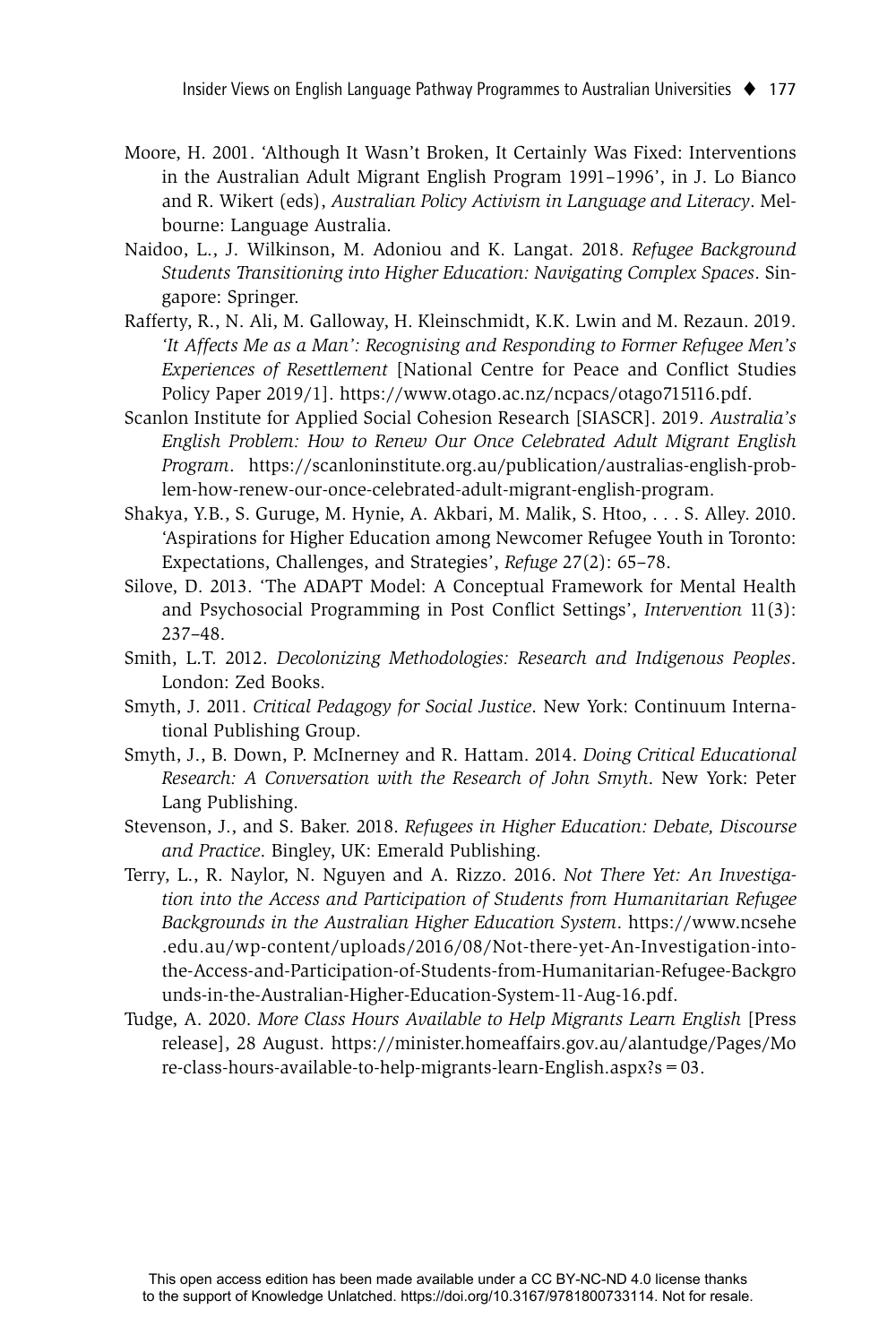Moore, H. 2001. 'Although It Wasn't Broken, It Certainly Was Fixed: Interventions in the Australian Adult Migrant English Program 1991–1996', in J. Lo Bianco and R. Wikert (eds), *Australian Policy Activism in Language and Literacy*. Melbourne: Language Australia.

Naidoo, L., J. Wilkinson, M. Adoniou and K. Langat. 2018. *Refugee Background Students Transitioning into Higher Education: Navigating Complex Spaces*. Singapore: Springer.

Rafferty, R., N. Ali, M. Galloway, H. Kleinschmidt, K.K. Lwin and M. Rezaun. 2019. *'It Affects Me as a Man': Recognising and Responding to Former Refugee Men's Experiences of Resettlement* [National Centre for Peace and Conflict Studies Policy Paper 2019/1]. https://www.otago.ac.nz/ncpacs/otago715116.pdf.

Scanlon Institute for Applied Social Cohesion Research [SIASCR]. 2019. *Australia's English Problem: How to Renew Our Once Celebrated Adult Migrant English Program*. https://scanloninstitute.org.au/publication/australias-english-problem-how-renew-our-once-celebrated-adult-migrant-english-program.

Shakya, Y.B., S. Guruge, M. Hynie, A. Akbari, M. Malik, S. Htoo, . . . S. Alley. 2010. 'Aspirations for Higher Education among Newcomer Refugee Youth in Toronto: Expectations, Challenges, and Strategies', *Refuge* 27(2): 65–78.

Silove, D. 2013. 'The ADAPT Model: A Conceptual Framework for Mental Health and Psychosocial Programming in Post Conflict Settings', *Intervention* 11(3): 237–48.

Smith, L.T. 2012. *Decolonizing Methodologies: Research and Indigenous Peoples*. London: Zed Books.

Smyth, J. 2011. *Critical Pedagogy for Social Justice*. New York: Continuum International Publishing Group.

Smyth, J., B. Down, P. McInerney and R. Hattam. 2014. *Doing Critical Educational Research: A Conversation with the Research of John Smyth*. New York: Peter Lang Publishing.

Stevenson, J., and S. Baker. 2018. *Refugees in Higher Education: Debate, Discourse and Practice*. Bingley, UK: Emerald Publishing.

Terry, L., R. Naylor, N. Nguyen and A. Rizzo. 2016. *Not There Yet: An Investigation into the Access and Participation of Students from Humanitarian Refugee Backgrounds in the Australian Higher Education System*. https://www.ncsehe.edu.au/wp-content/uploads/2016/08/Not-there-yet-An-Investigation-into-the-Access-and-Participation-of-Students-from-Humanitarian-Refugee-Backgrounds-in-the-Australian-Higher-Education-System-11-Aug-16.pdf.

Tudge, A. 2020. *More Class Hours Available to Help Migrants Learn English* [Press release], 28 August. https://minister.homeaffairs.gov.au/alantudge/Pages/More-class-hours-available-to-help-migrants-learn-English.aspx?s=03.

This open access edition has been made available under a CC BY-NC-ND 4.0 license thanks to the support of Knowledge Unlatched. https://doi.org/10.3167/9781800733114. Not for resale.